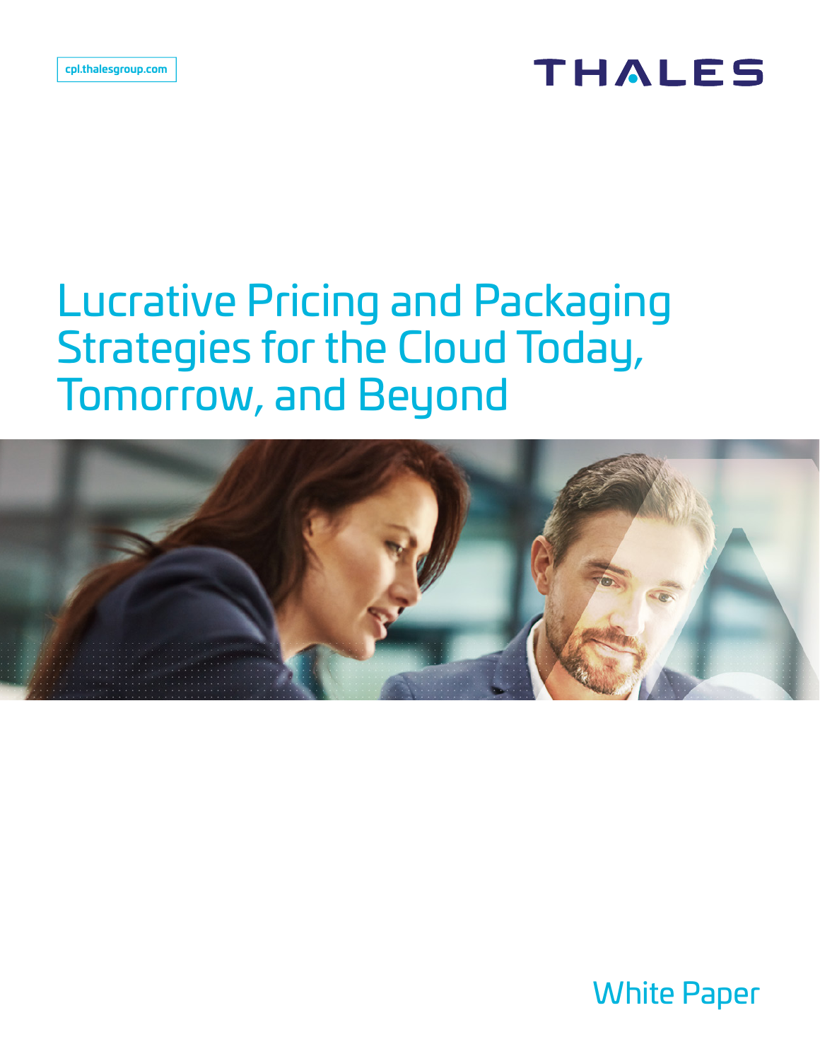cpl.thalesgroup.com

THALES

# Lucrative Pricing and Packaging Strategies for the Cloud Today, Tomorrow, and Beyond

White Paper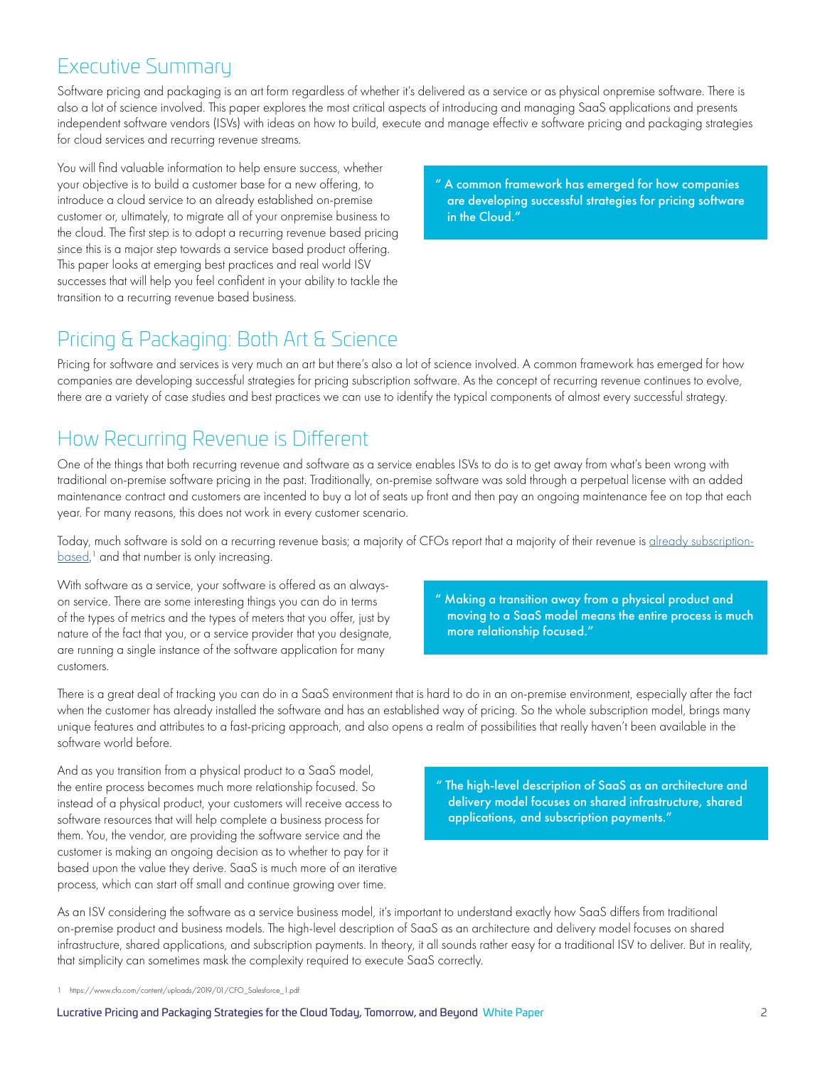## Executive Summary

Software pricing and packaging is an art form regardless of whether it's delivered as a service or as physical onpremise software. There is also a lot of science involved. This paper explores the most critical aspects of introducing and managing SaaS applications and presents independent software vendors (ISVs) with ideas on how to build, execute and manage effectiv e software pricing and packaging strategies for cloud services and recurring revenue streams.

You will find valuable information to help ensure success, whether your objective is to build a customer base for a new offering, to introduce a cloud service to an already established on-premise customer or, ultimately, to migrate all of your onpremise business to the cloud. The first step is to adopt a recurring revenue based pricing since this is a major step towards a service based product offering. This paper looks at emerging best practices and real world ISV successes that will help you feel confident in your ability to tackle the transition to a recurring revenue based business.

> " A common framework has emerged for how companies are developing successful strategies for pricing software in the Cloud."

## Pricing & Packaging: Both Art & Science

Pricing for software and services is very much an art but there's also a lot of science involved. A common framework has emerged for how companies are developing successful strategies for pricing subscription software. As the concept of recurring revenue continues to evolve, there are a variety of case studies and best practices we can use to identify the typical components of almost every successful strategy.

## How Recurring Revenue is Different

One of the things that both recurring revenue and software as a service enables ISVs to do is to get away from what's been wrong with traditional on-premise software pricing in the past. Traditionally, on-premise software was sold through a perpetual license with an added maintenance contract and customers are incented to buy a lot of seats up front and then pay an ongoing maintenance fee on top that each year. For many reasons, this does not work in every customer scenario.

Today, much software is sold on a recurring revenue basis; a majority of CFOs report that a majority of their revenue is [already subscription-based](https://www.cfo.com/content/uploads/2019/01/CFO_Salesforce_1.pdf),[1] and that number is only increasing.

With software as a service, your software is offered as an always-on service. There are some interesting things you can do in terms of the types of metrics and the types of meters that you offer, just by nature of the fact that you, or a service provider that you designate, are running a single instance of the software application for many customers.

> " Making a transition away from a physical product and moving to a SaaS model means the entire process is much more relationship focused."

There is a great deal of tracking you can do in a SaaS environment that is hard to do in an on-premise environment, especially after the fact when the customer has already installed the software and has an established way of pricing. So the whole subscription model, brings many unique features and attributes to a fast-pricing approach, and also opens a realm of possibilities that really haven't been available in the software world before.

And as you transition from a physical product to a SaaS model, the entire process becomes much more relationship focused. So instead of a physical product, your customers will receive access to software resources that will help complete a business process for them. You, the vendor, are providing the software service and the customer is making an ongoing decision as to whether to pay for it based upon the value they derive. SaaS is much more of an iterative process, which can start off small and continue growing over time.

> " The high-level description of SaaS as an architecture and delivery model focuses on shared infrastructure, shared applications, and subscription payments."

As an ISV considering the software as a service business model, it's important to understand exactly how SaaS differs from traditional on-premise product and business models. The high-level description of SaaS as an architecture and delivery model focuses on shared infrastructure, shared applications, and subscription payments. In theory, it all sounds rather easy for a traditional ISV to deliver. But in reality, that simplicity can sometimes mask the complexity required to execute SaaS correctly.

1 https://www.cfo.com/content/uploads/2019/01/CFO_Salesforce_1.pdf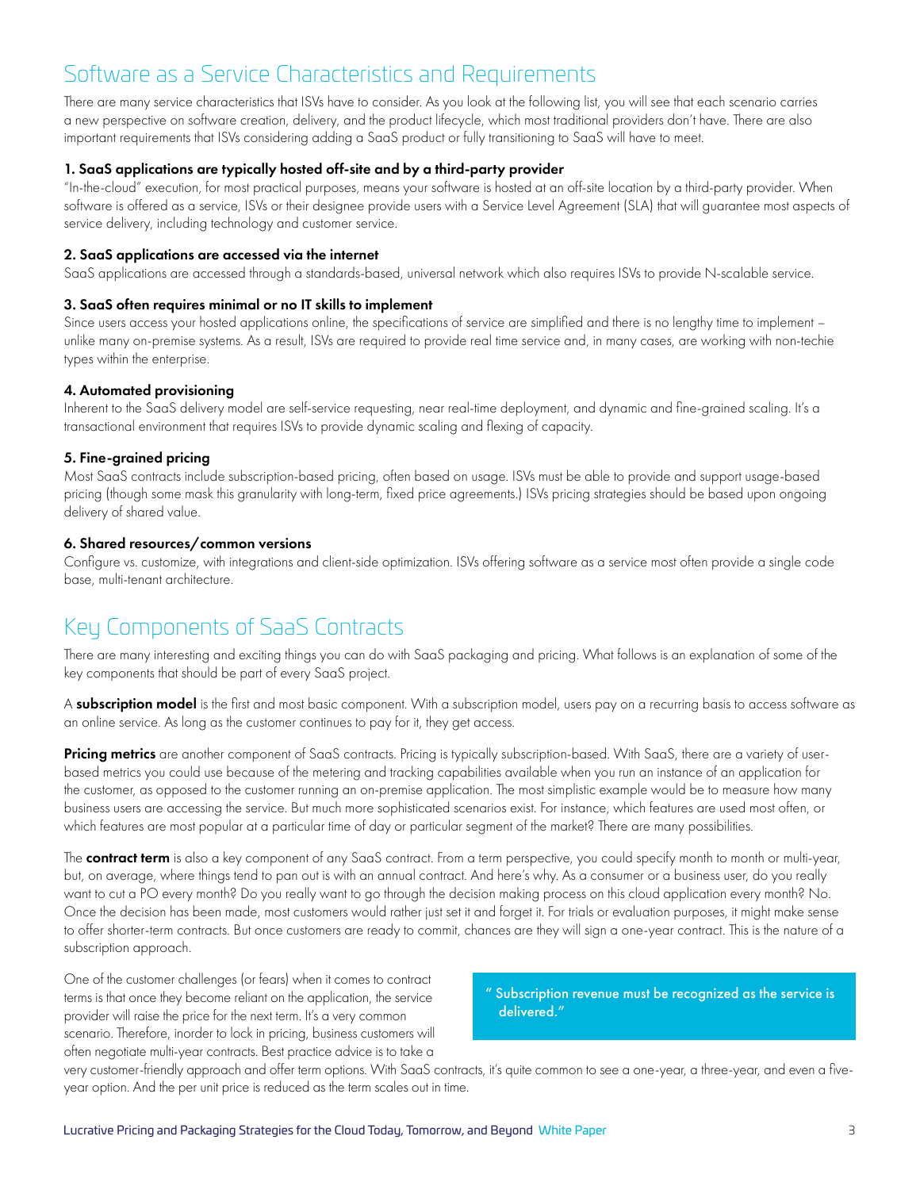## Software as a Service Characteristics and Requirements

There are many service characteristics that ISVs have to consider. As you look at the following list, you will see that each scenario carries a new perspective on software creation, delivery, and the product lifecycle, which most traditional providers don't have. There are also important requirements that ISVs considering adding a SaaS product or fully transitioning to SaaS will have to meet.

**1. SaaS applications are typically hosted off-site and by a third-party provider**

"In-the-cloud" execution, for most practical purposes, means your software is hosted at an off-site location by a third-party provider. When software is offered as a service, ISVs or their designee provide users with a Service Level Agreement (SLA) that will guarantee most aspects of service delivery, including technology and customer service.

**2. SaaS applications are accessed via the internet**

SaaS applications are accessed through a standards-based, universal network which also requires ISVs to provide N-scalable service.

**3. SaaS often requires minimal or no IT skills to implement**

Since users access your hosted applications online, the specifications of service are simplified and there is no lengthy time to implement – unlike many on-premise systems. As a result, ISVs are required to provide real time service and, in many cases, are working with non-techie types within the enterprise.

**4. Automated provisioning**

Inherent to the SaaS delivery model are self-service requesting, near real-time deployment, and dynamic and fine-grained scaling. It's a transactional environment that requires ISVs to provide dynamic scaling and flexing of capacity.

**5. Fine-grained pricing**

Most SaaS contracts include subscription-based pricing, often based on usage. ISVs must be able to provide and support usage-based pricing (though some mask this granularity with long-term, fixed price agreements.) ISVs pricing strategies should be based upon ongoing delivery of shared value.

**6. Shared resources/common versions**

Configure vs. customize, with integrations and client-side optimization. ISVs offering software as a service most often provide a single code base, multi-tenant architecture.

## Key Components of SaaS Contracts

There are many interesting and exciting things you can do with SaaS packaging and pricing. What follows is an explanation of some of the key components that should be part of every SaaS project.

A **subscription model** is the first and most basic component. With a subscription model, users pay on a recurring basis to access software as an online service. As long as the customer continues to pay for it, they get access.

**Pricing metrics** are another component of SaaS contracts. Pricing is typically subscription-based. With SaaS, there are a variety of user-based metrics you could use because of the metering and tracking capabilities available when you run an instance of an application for the customer, as opposed to the customer running an on-premise application. The most simplistic example would be to measure how many business users are accessing the service. But much more sophisticated scenarios exist. For instance, which features are used most often, or which features are most popular at a particular time of day or particular segment of the market? There are many possibilities.

The **contract term** is also a key component of any SaaS contract. From a term perspective, you could specify month to month or multi-year, but, on average, where things tend to pan out is with an annual contract. And here's why. As a consumer or a business user, do you really want to cut a PO every month? Do you really want to go through the decision making process on this cloud application every month? No. Once the decision has been made, most customers would rather just set it and forget it. For trials or evaluation purposes, it might make sense to offer shorter-term contracts. But once customers are ready to commit, chances are they will sign a one-year contract. This is the nature of a subscription approach.

> "Subscription revenue must be recognized as the service is delivered."

One of the customer challenges (or fears) when it comes to contract terms is that once they become reliant on the application, the service provider will raise the price for the next term. It's a very common scenario. Therefore, inorder to lock in pricing, business customers will often negotiate multi-year contracts. Best practice advice is to take a very customer-friendly approach and offer term options. With SaaS contracts, it's quite common to see a one-year, a three-year, and even a five-year option. And the per unit price is reduced as the term scales out in time.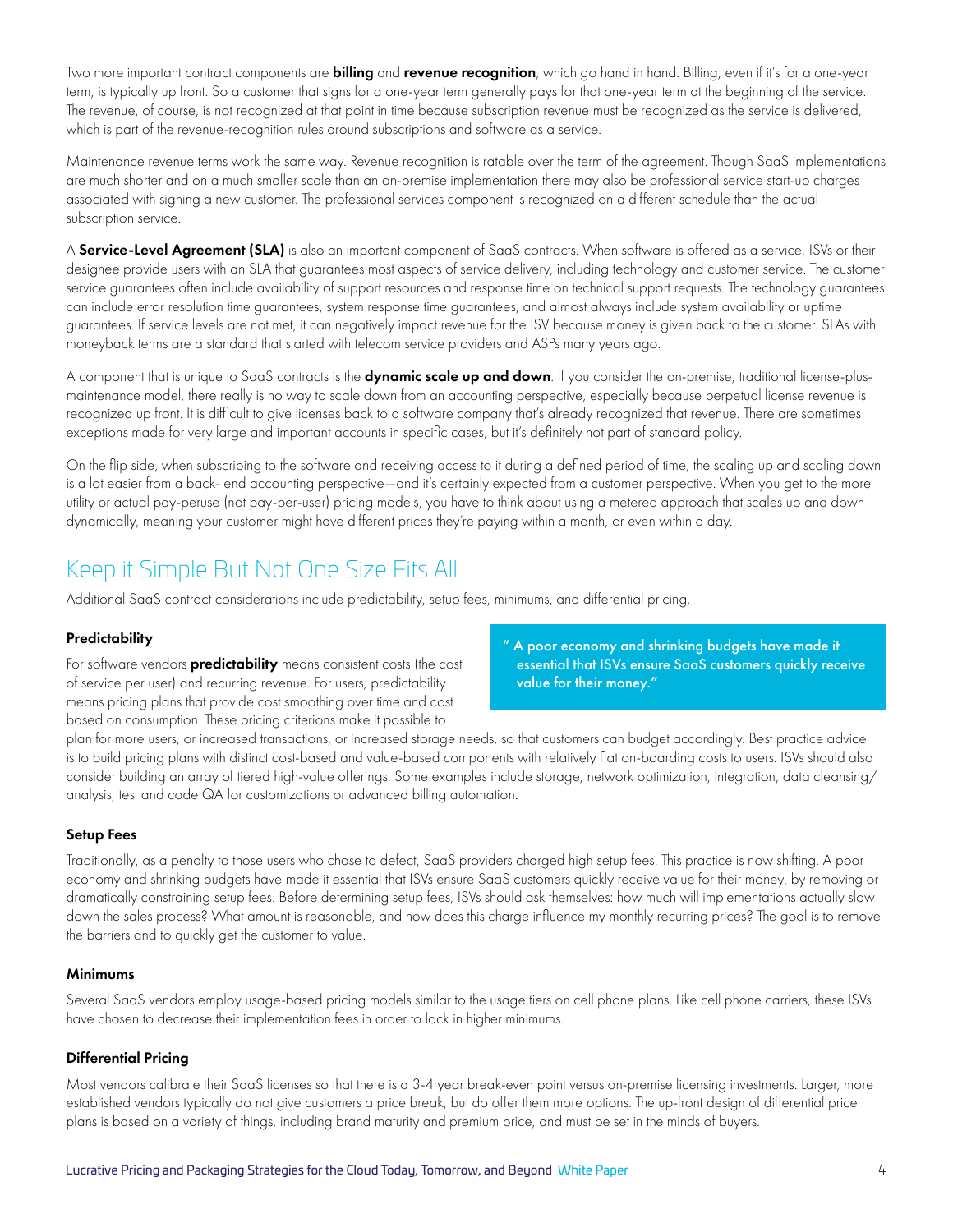Two more important contract components are **billing** and **revenue recognition**, which go hand in hand. Billing, even if it's for a one-year term, is typically up front. So a customer that signs for a one-year term generally pays for that one-year term at the beginning of the service. The revenue, of course, is not recognized at that point in time because subscription revenue must be recognized as the service is delivered, which is part of the revenue-recognition rules around subscriptions and software as a service.

Maintenance revenue terms work the same way. Revenue recognition is ratable over the term of the agreement. Though SaaS implementations are much shorter and on a much smaller scale than an on-premise implementation there may also be professional service start-up charges associated with signing a new customer. The professional services component is recognized on a different schedule than the actual subscription service.

A **Service-Level Agreement (SLA)** is also an important component of SaaS contracts. When software is offered as a service, ISVs or their designee provide users with an SLA that guarantees most aspects of service delivery, including technology and customer service. The customer service guarantees often include availability of support resources and response time on technical support requests. The technology guarantees can include error resolution time guarantees, system response time guarantees, and almost always include system availability or uptime guarantees. If service levels are not met, it can negatively impact revenue for the ISV because money is given back to the customer. SLAs with moneyback terms are a standard that started with telecom service providers and ASPs many years ago.

A component that is unique to SaaS contracts is the **dynamic scale up and down**. If you consider the on-premise, traditional license-plus-maintenance model, there really is no way to scale down from an accounting perspective, especially because perpetual license revenue is recognized up front. It is difficult to give licenses back to a software company that's already recognized that revenue. There are sometimes exceptions made for very large and important accounts in specific cases, but it's definitely not part of standard policy.

On the flip side, when subscribing to the software and receiving access to it during a defined period of time, the scaling up and scaling down is a lot easier from a back- end accounting perspective—and it's certainly expected from a customer perspective. When you get to the more utility or actual pay-peruse (not pay-per-user) pricing models, you have to think about using a metered approach that scales up and down dynamically, meaning your customer might have different prices they're paying within a month, or even within a day.

## Keep it Simple But Not One Size Fits All

Additional SaaS contract considerations include predictability, setup fees, minimums, and differential pricing.

### Predictability

For software vendors **predictability** means consistent costs (the cost of service per user) and recurring revenue. For users, predictability means pricing plans that provide cost smoothing over time and cost based on consumption. These pricing criterions make it possible to plan for more users, or increased transactions, or increased storage needs, so that customers can budget accordingly. Best practice advice is to build pricing plans with distinct cost-based and value-based components with relatively flat on-boarding costs to users. ISVs should also consider building an array of tiered high-value offerings. Some examples include storage, network optimization, integration, data cleansing/analysis, test and code QA for customizations or advanced billing automation.

> "A poor economy and shrinking budgets have made it essential that ISVs ensure SaaS customers quickly receive value for their money."

### Setup Fees

Traditionally, as a penalty to those users who chose to defect, SaaS providers charged high setup fees. This practice is now shifting. A poor economy and shrinking budgets have made it essential that ISVs ensure SaaS customers quickly receive value for their money, by removing or dramatically constraining setup fees. Before determining setup fees, ISVs should ask themselves: how much will implementations actually slow down the sales process? What amount is reasonable, and how does this charge influence my monthly recurring prices? The goal is to remove the barriers and to quickly get the customer to value.

### Minimums

Several SaaS vendors employ usage-based pricing models similar to the usage tiers on cell phone plans. Like cell phone carriers, these ISVs have chosen to decrease their implementation fees in order to lock in higher minimums.

### Differential Pricing

Most vendors calibrate their SaaS licenses so that there is a 3-4 year break-even point versus on-premise licensing investments. Larger, more established vendors typically do not give customers a price break, but do offer them more options. The up-front design of differential price plans is based on a variety of things, including brand maturity and premium price, and must be set in the minds of buyers.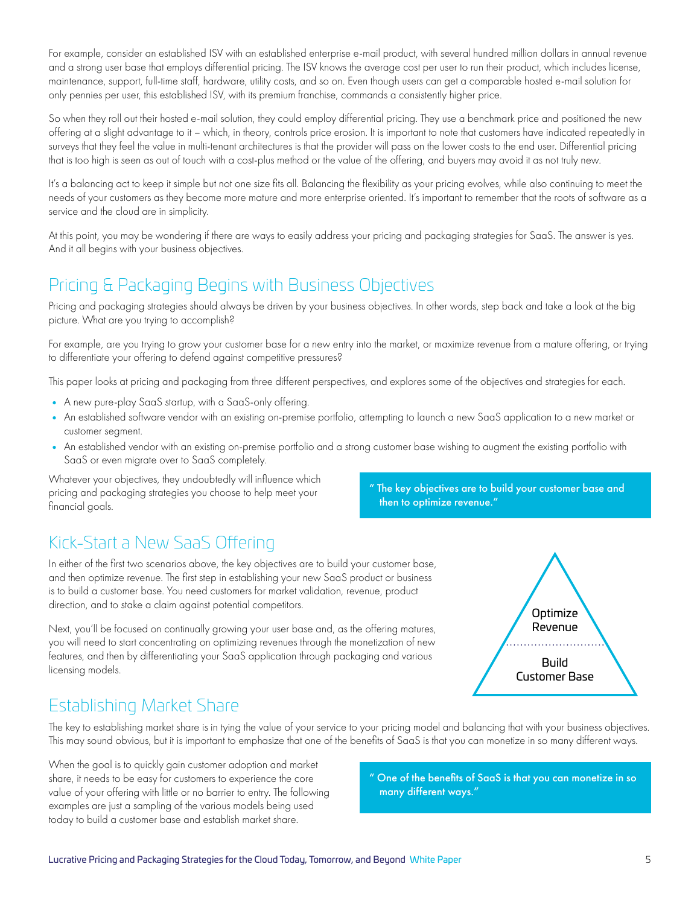For example, consider an established ISV with an established enterprise e-mail product, with several hundred million dollars in annual revenue and a strong user base that employs differential pricing. The ISV knows the average cost per user to run their product, which includes license, maintenance, support, full-time staff, hardware, utility costs, and so on. Even though users can get a comparable hosted e-mail solution for only pennies per user, this established ISV, with its premium franchise, commands a consistently higher price.

So when they roll out their hosted e-mail solution, they could employ differential pricing. They use a benchmark price and positioned the new offering at a slight advantage to it – which, in theory, controls price erosion. It is important to note that customers have indicated repeatedly in surveys that they feel the value in multi-tenant architectures is that the provider will pass on the lower costs to the end user. Differential pricing that is too high is seen as out of touch with a cost-plus method or the value of the offering, and buyers may avoid it as not truly new.

It's a balancing act to keep it simple but not one size fits all. Balancing the flexibility as your pricing evolves, while also continuing to meet the needs of your customers as they become more mature and more enterprise oriented. It's important to remember that the roots of software as a service and the cloud are in simplicity.

At this point, you may be wondering if there are ways to easily address your pricing and packaging strategies for SaaS. The answer is yes. And it all begins with your business objectives.

## Pricing & Packaging Begins with Business Objectives

Pricing and packaging strategies should always be driven by your business objectives. In other words, step back and take a look at the big picture. What are you trying to accomplish?

For example, are you trying to grow your customer base for a new entry into the market, or maximize revenue from a mature offering, or trying to differentiate your offering to defend against competitive pressures?

This paper looks at pricing and packaging from three different perspectives, and explores some of the objectives and strategies for each.

- A new pure-play SaaS startup, with a SaaS-only offering.
- An established software vendor with an existing on-premise portfolio, attempting to launch a new SaaS application to a new market or customer segment.
- An established vendor with an existing on-premise portfolio and a strong customer base wishing to augment the existing portfolio with SaaS or even migrate over to SaaS completely.

Whatever your objectives, they undoubtedly will influence which pricing and packaging strategies you choose to help meet your financial goals.

> "The key objectives are to build your customer base and then to optimize revenue."

## Kick-Start a New SaaS Offering

In either of the first two scenarios above, the key objectives are to build your customer base, and then optimize revenue. The first step in establishing your new SaaS product or business is to build a customer base. You need customers for market validation, revenue, product direction, and to stake a claim against potential competitors.

Next, you'll be focused on continually growing your user base and, as the offering matures, you will need to start concentrating on optimizing revenues through the monetization of new features, and then by differentiating your SaaS application through packaging and various licensing models.

Optimize Revenue

Build Customer Base

## Establishing Market Share

The key to establishing market share is in tying the value of your service to your pricing model and balancing that with your business objectives. This may sound obvious, but it is important to emphasize that one of the benefits of SaaS is that you can monetize in so many different ways.

When the goal is to quickly gain customer adoption and market share, it needs to be easy for customers to experience the core value of your offering with little or no barrier to entry. The following examples are just a sampling of the various models being used today to build a customer base and establish market share.

> "One of the benefits of SaaS is that you can monetize in so many different ways."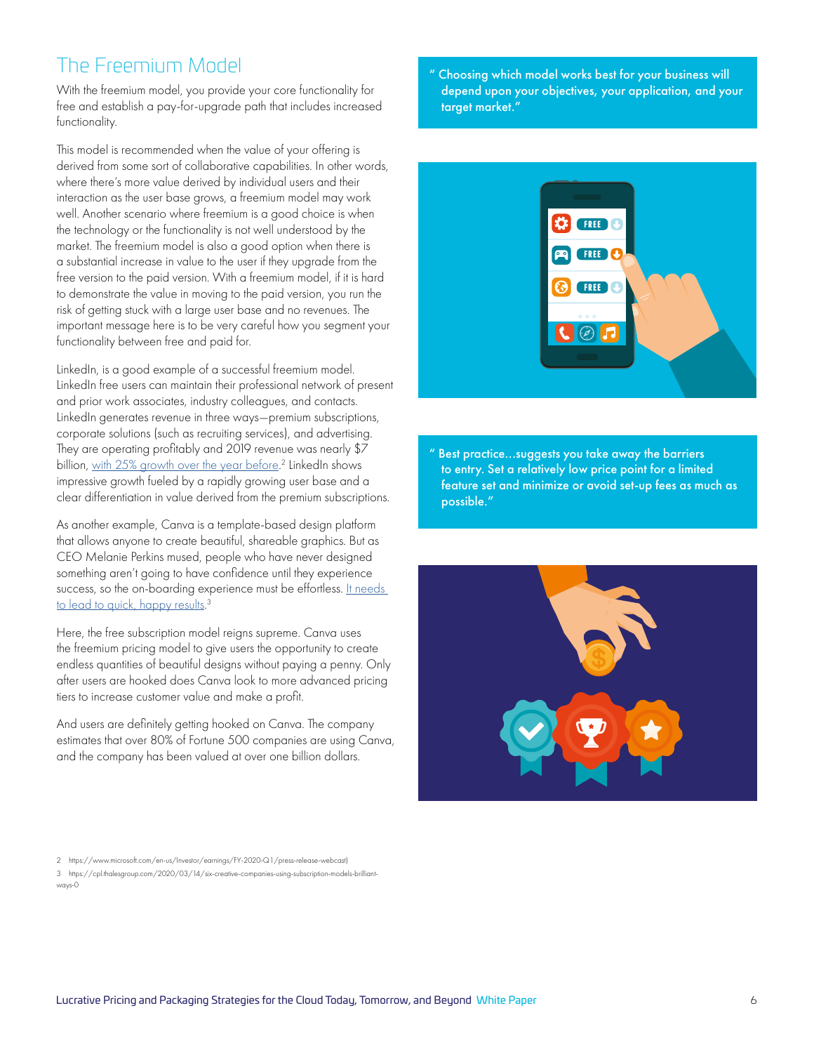## The Freemium Model

With the freemium model, you provide your core functionality for free and establish a pay-for-upgrade path that includes increased functionality.

This model is recommended when the value of your offering is derived from some sort of collaborative capabilities. In other words, where there's more value derived by individual users and their interaction as the user base grows, a freemium model may work well. Another scenario where freemium is a good choice is when the technology or the functionality is not well understood by the market. The freemium model is also a good option when there is a substantial increase in value to the user if they upgrade from the free version to the paid version. With a freemium model, if it is hard to demonstrate the value in moving to the paid version, you run the risk of getting stuck with a large user base and no revenues. The important message here is to be very careful how you segment your functionality between free and paid for.

LinkedIn, is a good example of a successful freemium model. LinkedIn free users can maintain their professional network of present and prior work associates, industry colleagues, and contacts. LinkedIn generates revenue in three ways—premium subscriptions, corporate solutions (such as recruiting services), and advertising. They are operating profitably and 2019 revenue was nearly $7 billion, with 25% growth over the year before.[2] LinkedIn shows impressive growth fueled by a rapidly growing user base and a clear differentiation in value derived from the premium subscriptions.

As another example, Canva is a template-based design platform that allows anyone to create beautiful, shareable graphics. But as CEO Melanie Perkins mused, people who have never designed something aren't going to have confidence until they experience success, so the on-boarding experience must be effortless. It needs to lead to quick, happy results.[3]

Here, the free subscription model reigns supreme. Canva uses the freemium pricing model to give users the opportunity to create endless quantities of beautiful designs without paying a penny. Only after users are hooked does Canva look to more advanced pricing tiers to increase customer value and make a profit.

And users are definitely getting hooked on Canva. The company estimates that over 80% of Fortune 500 companies are using Canva, and the company has been valued at over one billion dollars.

> "Choosing which model works best for your business will depend upon your objectives, your application, and your target market."

> "Best practice...suggests you take away the barriers to entry. Set a relatively low price point for a limited feature set and minimize or avoid set-up fees as much as possible."

2 https://www.microsoft.com/en-us/Investor/earnings/FY-2020-Q1/press-release-webcast)

3 https://cpl.thalesgroup.com/2020/03/14/six-creative-companies-using-subscription-models-brilliant-ways-0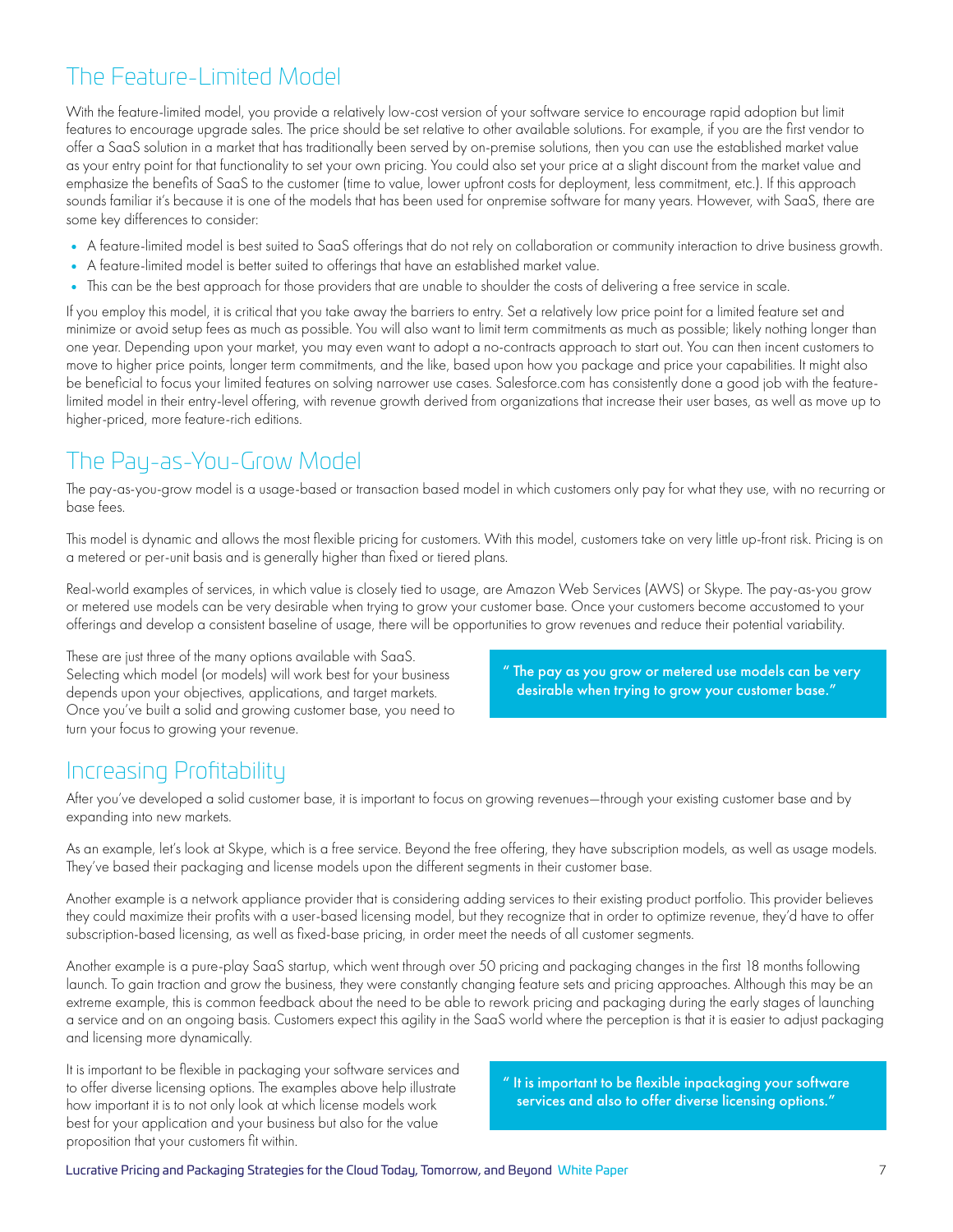## The Feature-Limited Model

With the feature-limited model, you provide a relatively low-cost version of your software service to encourage rapid adoption but limit features to encourage upgrade sales. The price should be set relative to other available solutions. For example, if you are the first vendor to offer a SaaS solution in a market that has traditionally been served by on-premise solutions, then you can use the established market value as your entry point for that functionality to set your own pricing. You could also set your price at a slight discount from the market value and emphasize the benefits of SaaS to the customer (time to value, lower upfront costs for deployment, less commitment, etc.). If this approach sounds familiar it's because it is one of the models that has been used for onpremise software for many years. However, with SaaS, there are some key differences to consider:

- A feature-limited model is best suited to SaaS offerings that do not rely on collaboration or community interaction to drive business growth.
- A feature-limited model is better suited to offerings that have an established market value.
- This can be the best approach for those providers that are unable to shoulder the costs of delivering a free service in scale.

If you employ this model, it is critical that you take away the barriers to entry. Set a relatively low price point for a limited feature set and minimize or avoid setup fees as much as possible. You will also want to limit term commitments as much as possible; likely nothing longer than one year. Depending upon your market, you may even want to adopt a no-contracts approach to start out. You can then incent customers to move to higher price points, longer term commitments, and the like, based upon how you package and price your capabilities. It might also be beneficial to focus your limited features on solving narrower use cases. Salesforce.com has consistently done a good job with the feature-limited model in their entry-level offering, with revenue growth derived from organizations that increase their user bases, as well as move up to higher-priced, more feature-rich editions.

## The Pay-as-You-Grow Model

The pay-as-you-grow model is a usage-based or transaction based model in which customers only pay for what they use, with no recurring or base fees.

This model is dynamic and allows the most flexible pricing for customers. With this model, customers take on very little up-front risk. Pricing is on a metered or per-unit basis and is generally higher than fixed or tiered plans.

Real-world examples of services, in which value is closely tied to usage, are Amazon Web Services (AWS) or Skype. The pay-as-you grow or metered use models can be very desirable when trying to grow your customer base. Once your customers become accustomed to your offerings and develop a consistent baseline of usage, there will be opportunities to grow revenues and reduce their potential variability.

These are just three of the many options available with SaaS. Selecting which model (or models) will work best for your business depends upon your objectives, applications, and target markets. Once you've built a solid and growing customer base, you need to turn your focus to growing your revenue.

> " The pay as you grow or metered use models can be very desirable when trying to grow your customer base."

## Increasing Profitability

After you've developed a solid customer base, it is important to focus on growing revenues—through your existing customer base and by expanding into new markets.

As an example, let's look at Skype, which is a free service. Beyond the free offering, they have subscription models, as well as usage models. They've based their packaging and license models upon the different segments in their customer base.

Another example is a network appliance provider that is considering adding services to their existing product portfolio. This provider believes they could maximize their profits with a user-based licensing model, but they recognize that in order to optimize revenue, they'd have to offer subscription-based licensing, as well as fixed-base pricing, in order meet the needs of all customer segments.

Another example is a pure-play SaaS startup, which went through over 50 pricing and packaging changes in the first 18 months following launch. To gain traction and grow the business, they were constantly changing feature sets and pricing approaches. Although this may be an extreme example, this is common feedback about the need to be able to rework pricing and packaging during the early stages of launching a service and on an ongoing basis. Customers expect this agility in the SaaS world where the perception is that it is easier to adjust packaging and licensing more dynamically.

It is important to be flexible in packaging your software services and to offer diverse licensing options. The examples above help illustrate how important it is to not only look at which license models work best for your application and your business but also for the value proposition that your customers fit within.

> " It is important to be flexible inpackaging your software services and also to offer diverse licensing options."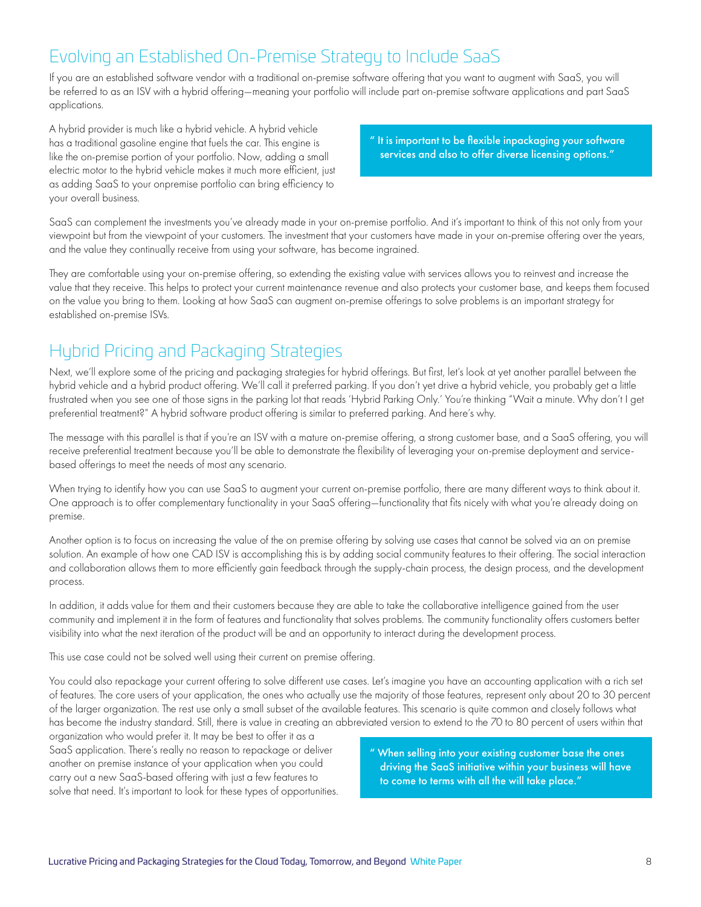## Evolving an Established On-Premise Strategy to Include SaaS

If you are an established software vendor with a traditional on-premise software offering that you want to augment with SaaS, you will be referred to as an ISV with a hybrid offering—meaning your portfolio will include part on-premise software applications and part SaaS applications.

A hybrid provider is much like a hybrid vehicle. A hybrid vehicle has a traditional gasoline engine that fuels the car. This engine is like the on-premise portion of your portfolio. Now, adding a small electric motor to the hybrid vehicle makes it much more efficient, just as adding SaaS to your onpremise portfolio can bring efficiency to your overall business.

> **" It is important to be flexible inpackaging your software services and also to offer diverse licensing options."**

SaaS can complement the investments you've already made in your on-premise portfolio. And it's important to think of this not only from your viewpoint but from the viewpoint of your customers. The investment that your customers have made in your on-premise offering over the years, and the value they continually receive from using your software, has become ingrained.

They are comfortable using your on-premise offering, so extending the existing value with services allows you to reinvest and increase the value that they receive. This helps to protect your current maintenance revenue and also protects your customer base, and keeps them focused on the value you bring to them. Looking at how SaaS can augment on-premise offerings to solve problems is an important strategy for established on-premise ISVs.

## Hybrid Pricing and Packaging Strategies

Next, we'll explore some of the pricing and packaging strategies for hybrid offerings. But first, let's look at yet another parallel between the hybrid vehicle and a hybrid product offering. We'll call it preferred parking. If you don't yet drive a hybrid vehicle, you probably get a little frustrated when you see one of those signs in the parking lot that reads 'Hybrid Parking Only.' You're thinking "Wait a minute. Why don't I get preferential treatment?" A hybrid software product offering is similar to preferred parking. And here's why.

The message with this parallel is that if you're an ISV with a mature on-premise offering, a strong customer base, and a SaaS offering, you will receive preferential treatment because you'll be able to demonstrate the flexibility of leveraging your on-premise deployment and service-based offerings to meet the needs of most any scenario.

When trying to identify how you can use SaaS to augment your current on-premise portfolio, there are many different ways to think about it. One approach is to offer complementary functionality in your SaaS offering—functionality that fits nicely with what you're already doing on premise.

Another option is to focus on increasing the value of the on premise offering by solving use cases that cannot be solved via an on premise solution. An example of how one CAD ISV is accomplishing this is by adding social community features to their offering. The social interaction and collaboration allows them to more efficiently gain feedback through the supply-chain process, the design process, and the development process.

In addition, it adds value for them and their customers because they are able to take the collaborative intelligence gained from the user community and implement it in the form of features and functionality that solves problems. The community functionality offers customers better visibility into what the next iteration of the product will be and an opportunity to interact during the development process.

This use case could not be solved well using their current on premise offering.

You could also repackage your current offering to solve different use cases. Let's imagine you have an accounting application with a rich set of features. The core users of your application, the ones who actually use the majority of those features, represent only about 20 to 30 percent of the larger organization. The rest use only a small subset of the available features. This scenario is quite common and closely follows what has become the industry standard. Still, there is value in creating an abbreviated version to extend to the 70 to 80 percent of users within that organization who would prefer it. It may be best to offer it as a SaaS application. There's really no reason to repackage or deliver another on premise instance of your application when you could carry out a new SaaS-based offering with just a few features to solve that need. It's important to look for these types of opportunities.

> **" When selling into your existing customer base the ones driving the SaaS initiative within your business will have to come to terms with all the will take place."**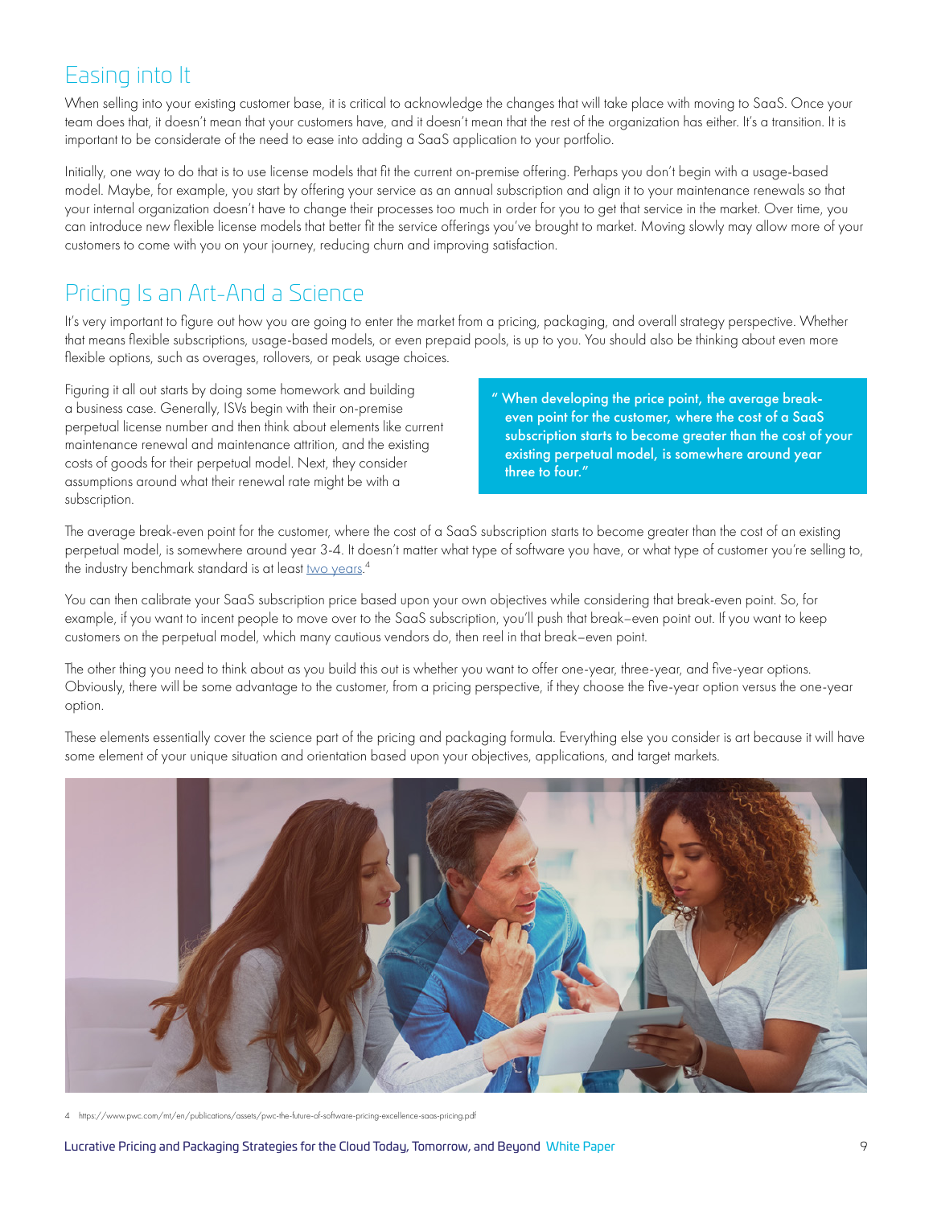## Easing into It

When selling into your existing customer base, it is critical to acknowledge the changes that will take place with moving to SaaS. Once your team does that, it doesn't mean that your customers have, and it doesn't mean that the rest of the organization has either. It's a transition. It is important to be considerate of the need to ease into adding a SaaS application to your portfolio.

Initially, one way to do that is to use license models that fit the current on-premise offering. Perhaps you don't begin with a usage-based model. Maybe, for example, you start by offering your service as an annual subscription and align it to your maintenance renewals so that your internal organization doesn't have to change their processes too much in order for you to get that service in the market. Over time, you can introduce new flexible license models that better fit the service offerings you've brought to market. Moving slowly may allow more of your customers to come with you on your journey, reducing churn and improving satisfaction.

## Pricing Is an Art-And a Science

It's very important to figure out how you are going to enter the market from a pricing, packaging, and overall strategy perspective. Whether that means flexible subscriptions, usage-based models, or even prepaid pools, is up to you. You should also be thinking about even more flexible options, such as overages, rollovers, or peak usage choices.

Figuring it all out starts by doing some homework and building a business case. Generally, ISVs begin with their on-premise perpetual license number and then think about elements like current maintenance renewal and maintenance attrition, and the existing costs of goods for their perpetual model. Next, they consider assumptions around what their renewal rate might be with a subscription.

> " When developing the price point, the average break-even point for the customer, where the cost of a SaaS subscription starts to become greater than the cost of your existing perpetual model, is somewhere around year three to four."

The average break-even point for the customer, where the cost of a SaaS subscription starts to become greater than the cost of an existing perpetual model, is somewhere around year 3-4. It doesn't matter what type of software you have, or what type of customer you're selling to, the industry benchmark standard is at least two years.[4]

You can then calibrate your SaaS subscription price based upon your own objectives while considering that break-even point. So, for example, if you want to incent people to move over to the SaaS subscription, you'll push that break–even point out. If you want to keep customers on the perpetual model, which many cautious vendors do, then reel in that break–even point.

The other thing you need to think about as you build this out is whether you want to offer one-year, three-year, and five-year options. Obviously, there will be some advantage to the customer, from a pricing perspective, if they choose the five-year option versus the one-year option.

These elements essentially cover the science part of the pricing and packaging formula. Everything else you consider is art because it will have some element of your unique situation and orientation based upon your objectives, applications, and target markets.

4 https://www.pwc.com/mt/en/publications/assets/pwc-the-future-of-software-pricing-excellence-saas-pricing.pdf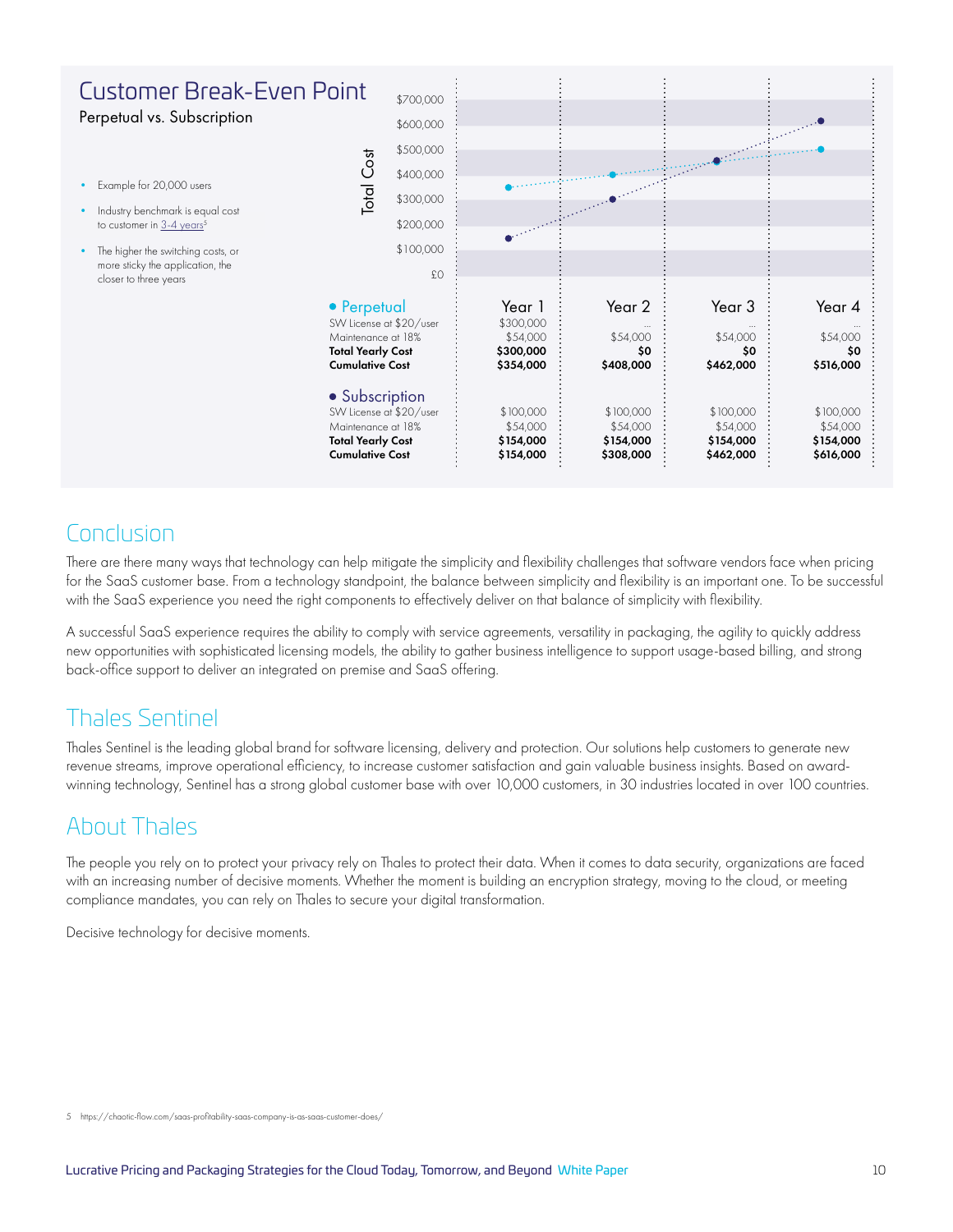## Customer Break-Even Point

Perpetual vs. Subscription

- Example for 20,000 users
- Industry benchmark is equal cost to customer in 3-4 years[5]
- The higher the switching costs, or more sticky the application, the closer to three years

Total Cost

$700,000
$600,000
$500,000
$400,000
$300,000
$200,000
$100,000
£0

| | Year 1 | Year 2 | Year 3 | Year 4 |
|---|---|---|---|---|
| **Perpetual** | | | | |
| SW License at $20/user | $300,000 | ... | ... | ... |
| Maintenance at 18% | $54,000 | $54,000 | $54,000 | $54,000 |
| **Total Yearly Cost** | **$300,000** | **$0** | **$0** | **$0** |
| **Cumulative Cost** | **$354,000** | **$408,000** | **$462,000** | **$516,000** |
| **Subscription** | | | | |
| SW License at $20/user | $100,000 | $100,000 | $100,000 | $100,000 |
| Maintenance at 18% | $54,000 | $54,000 | $54,000 | $54,000 |
| **Total Yearly Cost** | **$154,000** | **$154,000** | **$154,000** | **$154,000** |
| **Cumulative Cost** | **$154,000** | **$308,000** | **$462,000** | **$616,000** |

## Conclusion

There are there many ways that technology can help mitigate the simplicity and flexibility challenges that software vendors face when pricing for the SaaS customer base. From a technology standpoint, the balance between simplicity and flexibility is an important one. To be successful with the SaaS experience you need the right components to effectively deliver on that balance of simplicity with flexibility.

A successful SaaS experience requires the ability to comply with service agreements, versatility in packaging, the agility to quickly address new opportunities with sophisticated licensing models, the ability to gather business intelligence to support usage-based billing, and strong back-office support to deliver an integrated on premise and SaaS offering.

## Thales Sentinel

Thales Sentinel is the leading global brand for software licensing, delivery and protection. Our solutions help customers to generate new revenue streams, improve operational efficiency, to increase customer satisfaction and gain valuable business insights. Based on award-winning technology, Sentinel has a strong global customer base with over 10,000 customers, in 30 industries located in over 100 countries.

## About Thales

The people you rely on to protect your privacy rely on Thales to protect their data. When it comes to data security, organizations are faced with an increasing number of decisive moments. Whether the moment is building an encryption strategy, moving to the cloud, or meeting compliance mandates, you can rely on Thales to secure your digital transformation.

Decisive technology for decisive moments.

5 https://chaotic-flow.com/saas-profitability-saas-company-is-as-saas-customer-does/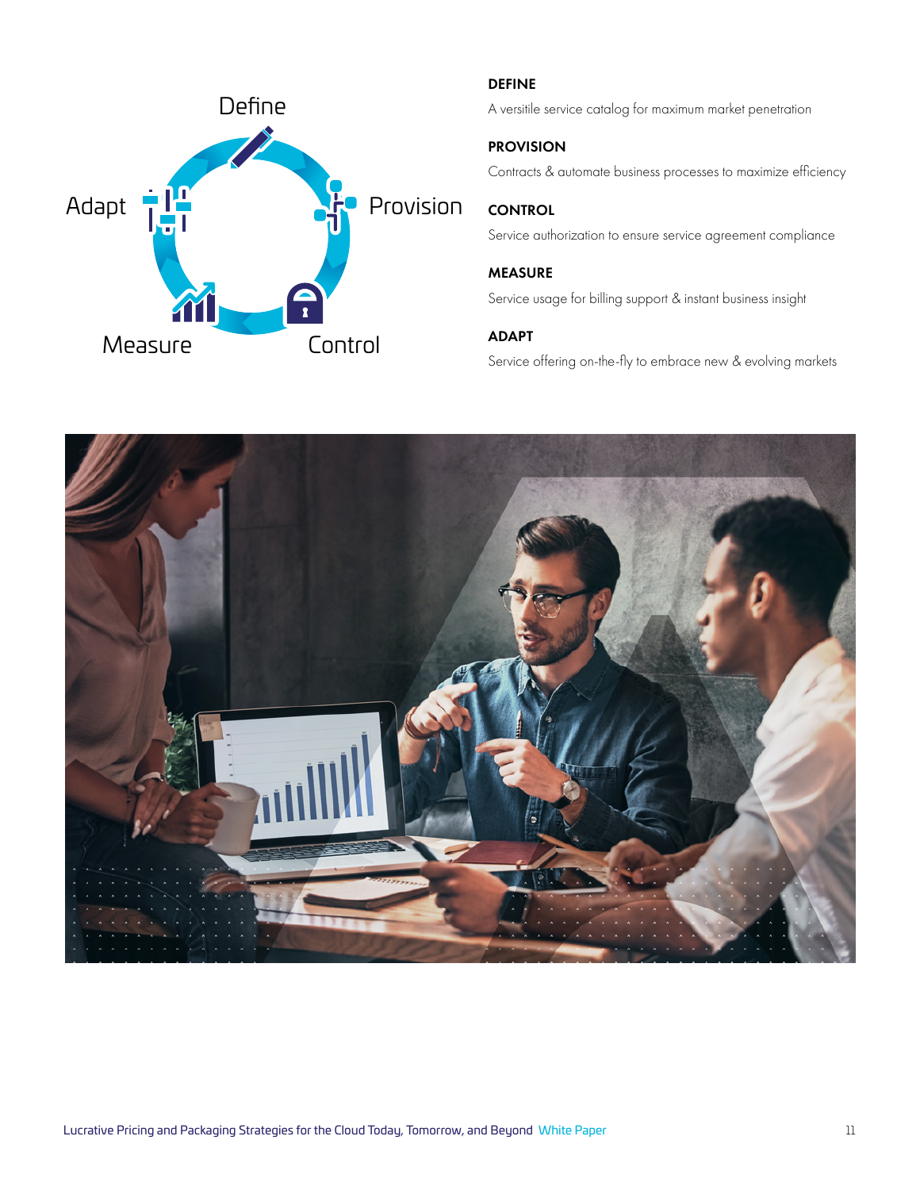**DEFINE**

A versitile service catalog for maximum market penetration

**PROVISION**

Contracts & automate business processes to maximize efficiency

**CONTROL**

Service authorization to ensure service agreement compliance

**MEASURE**

Service usage for billing support & instant business insight

**ADAPT**

Service offering on-the-fly to embrace new & evolving markets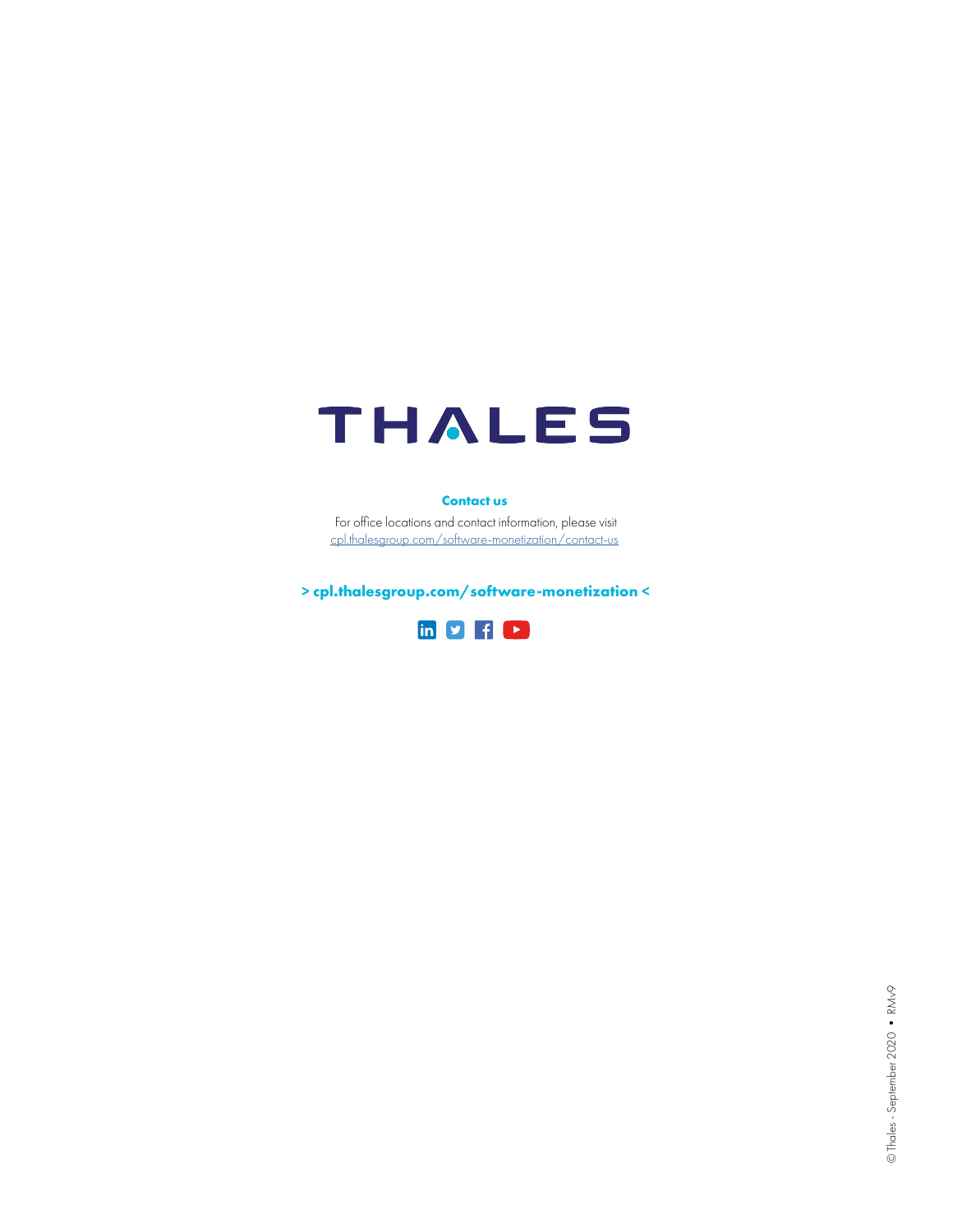THALES

**Contact us**

For office locations and contact information, please visit
cpl.thalesgroup.com/software-monetization/contact-us

**> cpl.thalesgroup.com/software-monetization <**

© Thales - September 2020 • RMv9